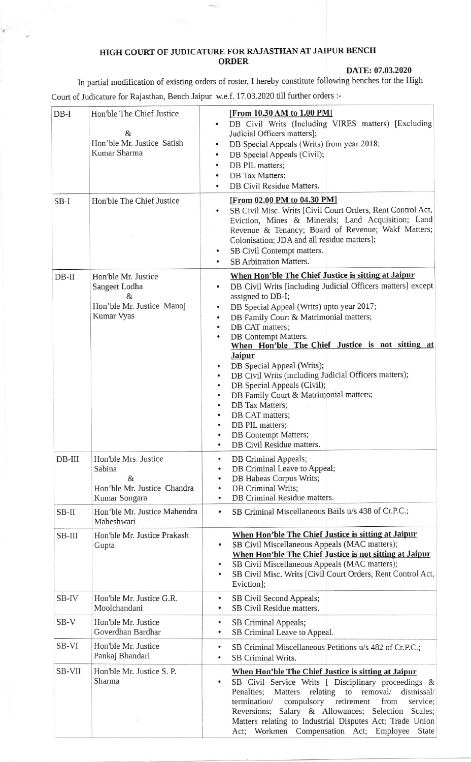# HIGH COURT OF JUDICATURE FOR RAJASTHAN AT JAIPUR BENCH

## ORDER

**DATE: 07.03.2020**

In partial modification of existing orders of roster, I hereby constitute following benches for the High Court of Judicature for Rajasthan, Bench Jaipur w.e.f. 17.03.2020 till further orders :-

| | | |
|---|---|---|
| DB-I | Hon'ble The Chief Justice & Hon'ble Mr. Justice Satish Kumar Sharma | **[From 10.30 AM to 1.00 PM]**<br>• DB Civil Writs (Including VIRES matters) [Excluding Judicial Officers matters];<br>• DB Special Appeals (Writs) from year 2018;<br>• DB Special Appeals (Civil);<br>• DB PIL matters;<br>• DB Tax Matters;<br>• DB Civil Residue Matters. |
| SB-I | Hon'ble The Chief Justice | **[From 02.00 PM to 04.30 PM]**<br>• SB Civil Misc. Writs [Civil Court Orders, Rent Control Act, Eviction, Mines & Minerals; Land Acquisition; Land Revenue & Tenancy; Board of Revenue; Wakf Matters; Colonisation; JDA and all residue matters];<br>• SB Civil Contempt matters.<br>• SB Arbitration Matters. |
| DB-II | Hon'ble Mr. Justice Sangeet Lodha & Hon'ble Mr. Justice Manoj Kumar Vyas | **When Hon'ble The Chief Justice is sitting at Jaipur**<br>• DB Civil Writs [including Judicial Officers matters] except assigned to DB-I;<br>• DB Special Appeal (Writs) upto year 2017;<br>• DB Family Court & Matrimonial matters;<br>• DB CAT matters;<br>• DB Contempt Matters.<br>**When Hon'ble The Chief Justice is not sitting at Jaipur**<br>• DB Special Appeal (Writs);<br>• DB Civil Writs (including Judicial Officers matters);<br>• DB Special Appeals (Civil);<br>• DB Family Court & Matrimonial matters;<br>• DB Tax Matters;<br>• DB CAT matters;<br>• DB PIL matters;<br>• DB Contempt Matters;<br>• DB Civil Residue matters. |
| DB-III | Hon'ble Mrs. Justice Sabina & Hon'ble Mr. Justice Chandra Kumar Songara | • DB Criminal Appeals;<br>• DB Criminal Leave to Appeal;<br>• DB Habeas Corpus Writs;<br>• DB Criminal Writs;<br>• DB Criminal Residue matters. |
| SB-II | Hon'ble Mr. Justice Mahendra Maheshwari | • SB Criminal Miscellaneous Bails u/s 438 of Cr.P.C.; |
| SB-III | Hon'ble Mr. Justice Prakash Gupta | **When Hon'ble The Chief Justice is sitting at Jaipur**<br>• SB Civil Miscellaneous Appeals (MAC matters);<br>**When Hon'ble The Chief Justice is not sitting at Jaipur**<br>• SB Civil Miscellaneous Appeals (MAC matters);<br>• SB Civil Misc. Writs [Civil Court Orders, Rent Control Act, Eviction]; |
| SB-IV | Hon'ble Mr. Justice G.R. Moolchandani | • SB Civil Second Appeals;<br>• SB Civil Residue matters. |
| SB-V | Hon'ble Mr. Justice Goverdhan Bardhar | • SB Criminal Appeals;<br>• SB Criminal Leave to Appeal. |
| SB-VI | Hon'ble Mr. Justice Pankaj Bhandari | • SB Criminal Miscellaneous Petitions u/s 482 of Cr.P.C.;<br>• SB Criminal Writs. |
| SB-VII | Hon'ble Mr. Justice S. P. Sharma | **When Hon'ble The Chief Justice is sitting at Jaipur**<br>• SB Civil Service Writs [ Disciplinary proceedings & Penalties; Matters relating to removal/ dismissal/ termination/ compulsory retirement from service; Reversions; Salary & Allowances; Selection Scales; Matters relating to Industrial Disputes Act; Trade Union Act; Workmen Compensation Act; Employee State |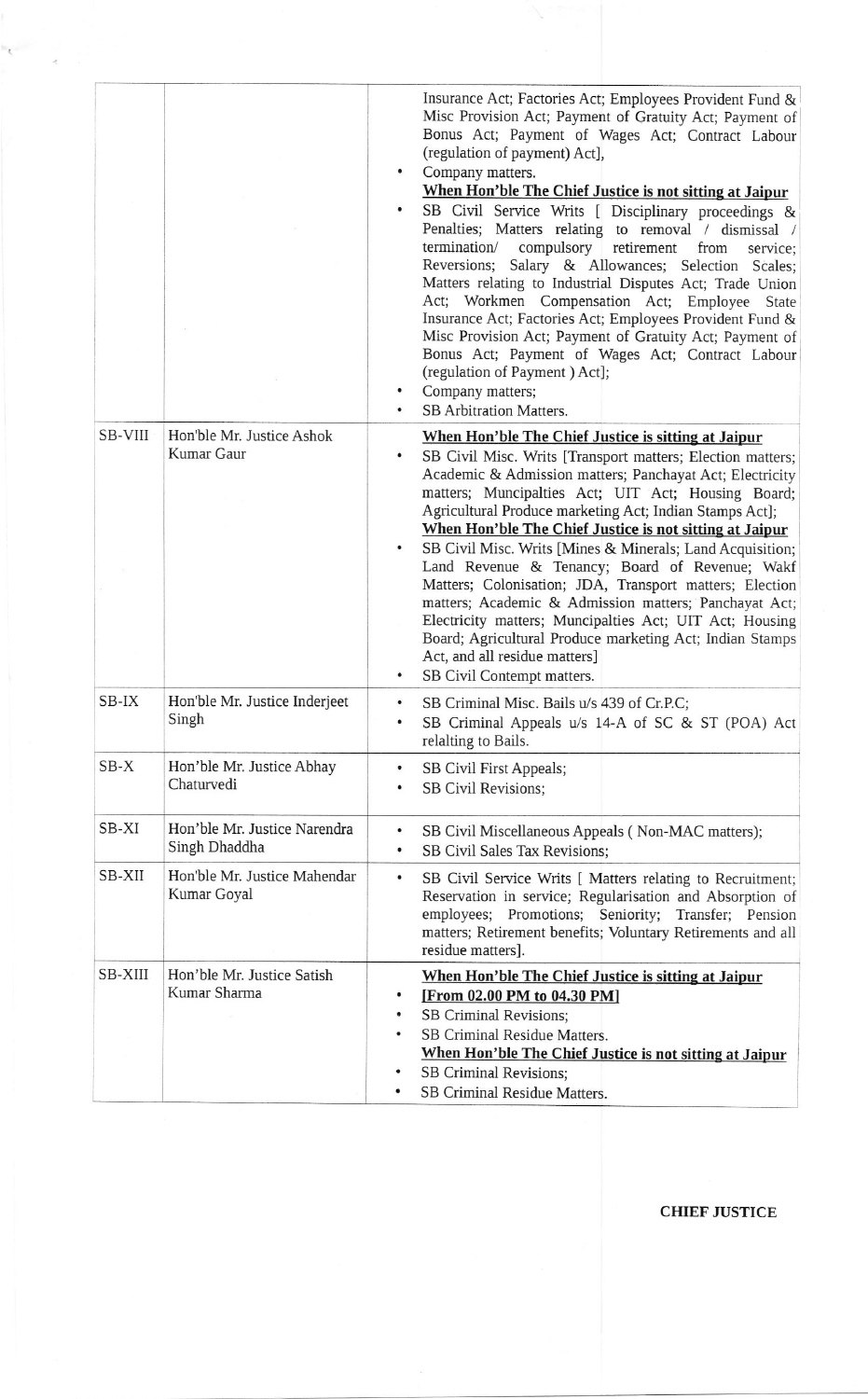| | | |
|---|---|---|
| | | Insurance Act; Factories Act; Employees Provident Fund & Misc Provision Act; Payment of Gratuity Act; Payment of Bonus Act; Payment of Wages Act; Contract Labour (regulation of payment) Act],<br>• Company matters.<br>**When Hon'ble The Chief Justice is not sitting at Jaipur**<br>• SB Civil Service Writs [ Disciplinary proceedings & Penalties; Matters relating to removal / dismissal / termination/ compulsory retirement from service; Reversions; Salary & Allowances; Selection Scales; Matters relating to Industrial Disputes Act; Trade Union Act; Workmen Compensation Act; Employee State Insurance Act; Factories Act; Employees Provident Fund & Misc Provision Act; Payment of Gratuity Act; Payment of Bonus Act; Payment of Wages Act; Contract Labour (regulation of Payment ) Act];<br>• Company matters;<br>• SB Arbitration Matters. |
| SB-VIII | Hon'ble Mr. Justice Ashok Kumar Gaur | **When Hon'ble The Chief Justice is sitting at Jaipur**<br>• SB Civil Misc. Writs [Transport matters; Election matters; Academic & Admission matters; Panchayat Act; Electricity matters; Muncipalties Act; UIT Act; Housing Board; Agricultural Produce marketing Act; Indian Stamps Act];<br>**When Hon'ble The Chief Justice is not sitting at Jaipur**<br>• SB Civil Misc. Writs [Mines & Minerals; Land Acquisition; Land Revenue & Tenancy; Board of Revenue; Wakf Matters; Colonisation; JDA, Transport matters; Election matters; Academic & Admission matters; Panchayat Act; Electricity matters; Muncipalties Act; UIT Act; Housing Board; Agricultural Produce marketing Act; Indian Stamps Act, and all residue matters]<br>• SB Civil Contempt matters. |
| SB-IX | Hon'ble Mr. Justice Inderjeet Singh | • SB Criminal Misc. Bails u/s 439 of Cr.P.C;<br>• SB Criminal Appeals u/s 14-A of SC & ST (POA) Act relalting to Bails. |
| SB-X | Hon'ble Mr. Justice Abhay Chaturvedi | • SB Civil First Appeals;<br>• SB Civil Revisions; |
| SB-XI | Hon'ble Mr. Justice Narendra Singh Dhaddha | • SB Civil Miscellaneous Appeals ( Non-MAC matters);<br>• SB Civil Sales Tax Revisions; |
| SB-XII | Hon'ble Mr. Justice Mahendar Kumar Goyal | • SB Civil Service Writs [ Matters relating to Recruitment; Reservation in service; Regularisation and Absorption of employees; Promotions; Seniority; Transfer; Pension matters; Retirement benefits; Voluntary Retirements and all residue matters]. |
| SB-XIII | Hon'ble Mr. Justice Satish Kumar Sharma | **When Hon'ble The Chief Justice is sitting at Jaipur**<br>• **[From 02.00 PM to 04.30 PM]**<br>• SB Criminal Revisions;<br>• SB Criminal Residue Matters.<br>**When Hon'ble The Chief Justice is not sitting at Jaipur**<br>• SB Criminal Revisions;<br>• SB Criminal Residue Matters. |

**CHIEF JUSTICE**